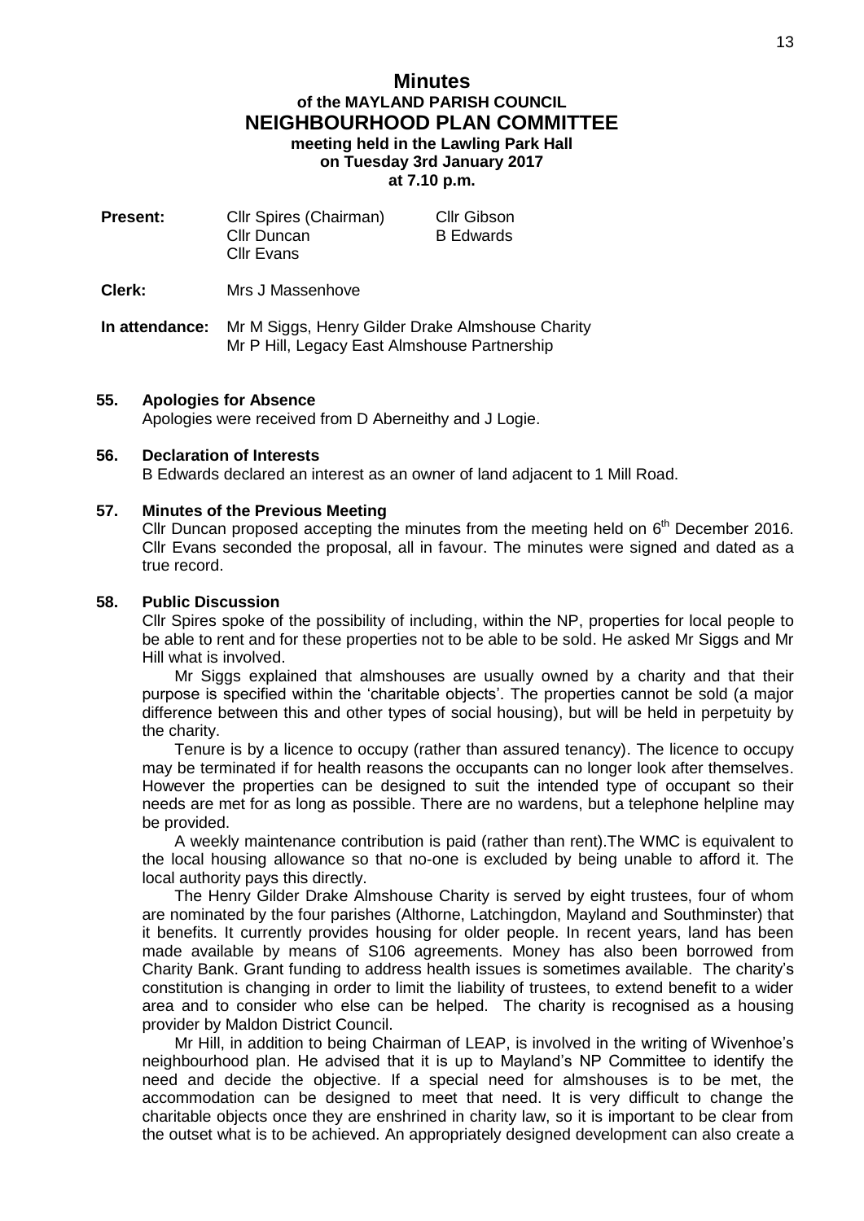# Minutes

## of the MAYLAND PARISH COUNCIL

## NEIGHBOURHOOD PLAN COMMITTEE

**meeting held in the Lawling Park Hall**
**on Tuesday 3rd January 2017**
**at 7.10 p.m.**

| | | |
|---|---|---|
| **Present:** | Cllr Spires (Chairman) | Cllr Gibson |
| | Cllr Duncan | B Edwards |
| | Cllr Evans | |

**Clerk:** Mrs J Massenhove

**In attendance:** Mr M Siggs, Henry Gilder Drake Almshouse Charity
Mr P Hill, Legacy East Almshouse Partnership

### 55. Apologies for Absence

Apologies were received from D Aberneithy and J Logie.

### 56. Declaration of Interests

B Edwards declared an interest as an owner of land adjacent to 1 Mill Road.

### 57. Minutes of the Previous Meeting

Cllr Duncan proposed accepting the minutes from the meeting held on 6th December 2016. Cllr Evans seconded the proposal, all in favour. The minutes were signed and dated as a true record.

### 58. Public Discussion

Cllr Spires spoke of the possibility of including, within the NP, properties for local people to be able to rent and for these properties not to be able to be sold. He asked Mr Siggs and Mr Hill what is involved.

Mr Siggs explained that almshouses are usually owned by a charity and that their purpose is specified within the 'charitable objects'. The properties cannot be sold (a major difference between this and other types of social housing), but will be held in perpetuity by the charity.

Tenure is by a licence to occupy (rather than assured tenancy). The licence to occupy may be terminated if for health reasons the occupants can no longer look after themselves. However the properties can be designed to suit the intended type of occupant so their needs are met for as long as possible. There are no wardens, but a telephone helpline may be provided.

A weekly maintenance contribution is paid (rather than rent).The WMC is equivalent to the local housing allowance so that no-one is excluded by being unable to afford it. The local authority pays this directly.

The Henry Gilder Drake Almshouse Charity is served by eight trustees, four of whom are nominated by the four parishes (Althorne, Latchingdon, Mayland and Southminster) that it benefits. It currently provides housing for older people. In recent years, land has been made available by means of S106 agreements. Money has also been borrowed from Charity Bank. Grant funding to address health issues is sometimes available. The charity's constitution is changing in order to limit the liability of trustees, to extend benefit to a wider area and to consider who else can be helped. The charity is recognised as a housing provider by Maldon District Council.

Mr Hill, in addition to being Chairman of LEAP, is involved in the writing of Wivenhoe's neighbourhood plan. He advised that it is up to Mayland's NP Committee to identify the need and decide the objective. If a special need for almshouses is to be met, the accommodation can be designed to meet that need. It is very difficult to change the charitable objects once they are enshrined in charity law, so it is important to be clear from the outset what is to be achieved. An appropriately designed development can also create a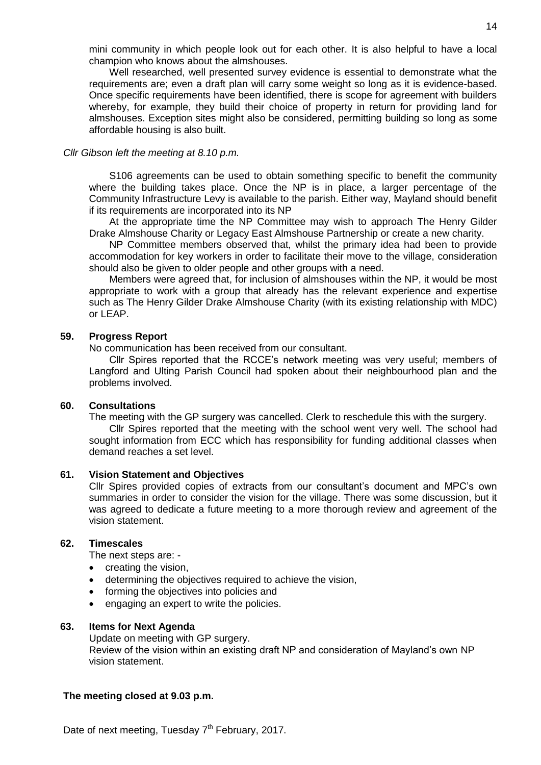mini community in which people look out for each other. It is also helpful to have a local champion who knows about the almshouses.

Well researched, well presented survey evidence is essential to demonstrate what the requirements are; even a draft plan will carry some weight so long as it is evidence-based. Once specific requirements have been identified, there is scope for agreement with builders whereby, for example, they build their choice of property in return for providing land for almshouses. Exception sites might also be considered, permitting building so long as some affordable housing is also built.

*Cllr Gibson left the meeting at 8.10 p.m.*

S106 agreements can be used to obtain something specific to benefit the community where the building takes place. Once the NP is in place, a larger percentage of the Community Infrastructure Levy is available to the parish. Either way, Mayland should benefit if its requirements are incorporated into its NP

At the appropriate time the NP Committee may wish to approach The Henry Gilder Drake Almshouse Charity or Legacy East Almshouse Partnership or create a new charity.

NP Committee members observed that, whilst the primary idea had been to provide accommodation for key workers in order to facilitate their move to the village, consideration should also be given to older people and other groups with a need.

Members were agreed that, for inclusion of almshouses within the NP, it would be most appropriate to work with a group that already has the relevant experience and expertise such as The Henry Gilder Drake Almshouse Charity (with its existing relationship with MDC) or LEAP.

### 59. Progress Report

No communication has been received from our consultant.

Cllr Spires reported that the RCCE's network meeting was very useful; members of Langford and Ulting Parish Council had spoken about their neighbourhood plan and the problems involved.

### 60. Consultations

The meeting with the GP surgery was cancelled. Clerk to reschedule this with the surgery.

Cllr Spires reported that the meeting with the school went very well. The school had sought information from ECC which has responsibility for funding additional classes when demand reaches a set level.

### 61. Vision Statement and Objectives

Cllr Spires provided copies of extracts from our consultant's document and MPC's own summaries in order to consider the vision for the village. There was some discussion, but it was agreed to dedicate a future meeting to a more thorough review and agreement of the vision statement.

### 62. Timescales

The next steps are: -

- creating the vision,
- determining the objectives required to achieve the vision,
- forming the objectives into policies and
- engaging an expert to write the policies.

### 63. Items for Next Agenda

Update on meeting with GP surgery.

Review of the vision within an existing draft NP and consideration of Mayland's own NP vision statement.

**The meeting closed at 9.03 p.m.**

Date of next meeting, Tuesday 7th February, 2017.